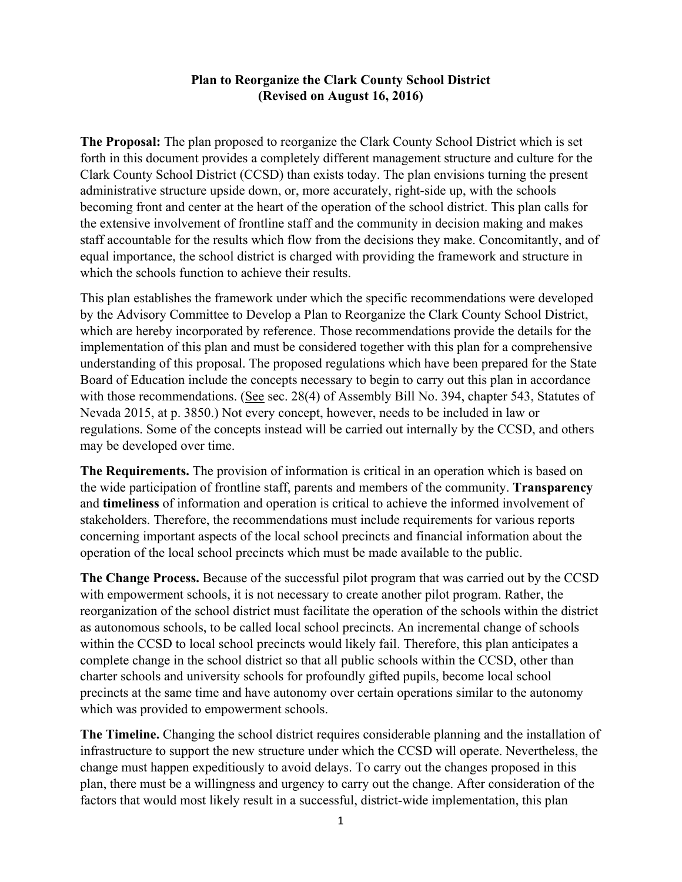**Plan to Reorganize the Clark County School District**
**(Revised on August 16, 2016)**

**The Proposal:** The plan proposed to reorganize the Clark County School District which is set forth in this document provides a completely different management structure and culture for the Clark County School District (CCSD) than exists today. The plan envisions turning the present administrative structure upside down, or, more accurately, right-side up, with the schools becoming front and center at the heart of the operation of the school district. This plan calls for the extensive involvement of frontline staff and the community in decision making and makes staff accountable for the results which flow from the decisions they make. Concomitantly, and of equal importance, the school district is charged with providing the framework and structure in which the schools function to achieve their results.

This plan establishes the framework under which the specific recommendations were developed by the Advisory Committee to Develop a Plan to Reorganize the Clark County School District, which are hereby incorporated by reference. Those recommendations provide the details for the implementation of this plan and must be considered together with this plan for a comprehensive understanding of this proposal. The proposed regulations which have been prepared for the State Board of Education include the concepts necessary to begin to carry out this plan in accordance with those recommendations. (See sec. 28(4) of Assembly Bill No. 394, chapter 543, Statutes of Nevada 2015, at p. 3850.) Not every concept, however, needs to be included in law or regulations. Some of the concepts instead will be carried out internally by the CCSD, and others may be developed over time.

**The Requirements.** The provision of information is critical in an operation which is based on the wide participation of frontline staff, parents and members of the community. **Transparency** and **timeliness** of information and operation is critical to achieve the informed involvement of stakeholders. Therefore, the recommendations must include requirements for various reports concerning important aspects of the local school precincts and financial information about the operation of the local school precincts which must be made available to the public.

**The Change Process.** Because of the successful pilot program that was carried out by the CCSD with empowerment schools, it is not necessary to create another pilot program. Rather, the reorganization of the school district must facilitate the operation of the schools within the district as autonomous schools, to be called local school precincts. An incremental change of schools within the CCSD to local school precincts would likely fail. Therefore, this plan anticipates a complete change in the school district so that all public schools within the CCSD, other than charter schools and university schools for profoundly gifted pupils, become local school precincts at the same time and have autonomy over certain operations similar to the autonomy which was provided to empowerment schools.

**The Timeline.** Changing the school district requires considerable planning and the installation of infrastructure to support the new structure under which the CCSD will operate. Nevertheless, the change must happen expeditiously to avoid delays. To carry out the changes proposed in this plan, there must be a willingness and urgency to carry out the change. After consideration of the factors that would most likely result in a successful, district-wide implementation, this plan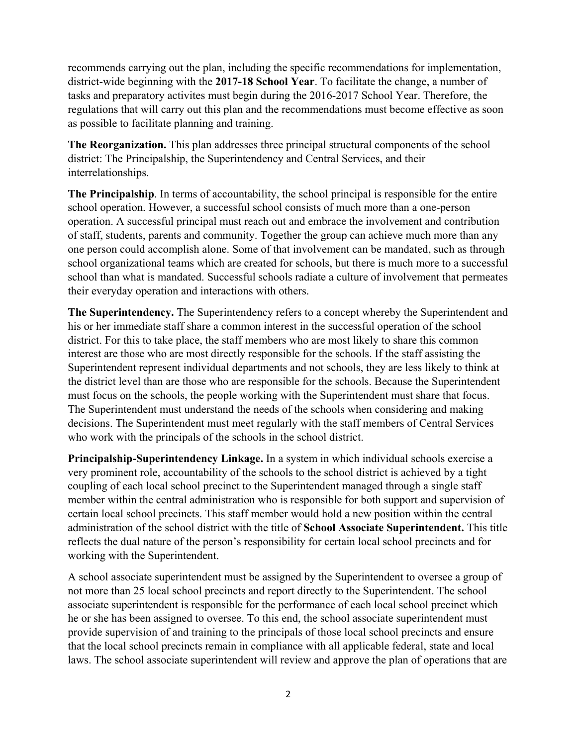recommends carrying out the plan, including the specific recommendations for implementation, district-wide beginning with the **2017-18 School Year**. To facilitate the change, a number of tasks and preparatory activites must begin during the 2016-2017 School Year. Therefore, the regulations that will carry out this plan and the recommendations must become effective as soon as possible to facilitate planning and training.

**The Reorganization.** This plan addresses three principal structural components of the school district: The Principalship, the Superintendency and Central Services, and their interrelationships.

**The Principalship**. In terms of accountability, the school principal is responsible for the entire school operation. However, a successful school consists of much more than a one-person operation. A successful principal must reach out and embrace the involvement and contribution of staff, students, parents and community. Together the group can achieve much more than any one person could accomplish alone. Some of that involvement can be mandated, such as through school organizational teams which are created for schools, but there is much more to a successful school than what is mandated. Successful schools radiate a culture of involvement that permeates their everyday operation and interactions with others.

**The Superintendency.** The Superintendency refers to a concept whereby the Superintendent and his or her immediate staff share a common interest in the successful operation of the school district. For this to take place, the staff members who are most likely to share this common interest are those who are most directly responsible for the schools. If the staff assisting the Superintendent represent individual departments and not schools, they are less likely to think at the district level than are those who are responsible for the schools. Because the Superintendent must focus on the schools, the people working with the Superintendent must share that focus. The Superintendent must understand the needs of the schools when considering and making decisions. The Superintendent must meet regularly with the staff members of Central Services who work with the principals of the schools in the school district.

**Principalship-Superintendency Linkage.** In a system in which individual schools exercise a very prominent role, accountability of the schools to the school district is achieved by a tight coupling of each local school precinct to the Superintendent managed through a single staff member within the central administration who is responsible for both support and supervision of certain local school precincts. This staff member would hold a new position within the central administration of the school district with the title of **School Associate Superintendent.** This title reflects the dual nature of the person's responsibility for certain local school precincts and for working with the Superintendent.

A school associate superintendent must be assigned by the Superintendent to oversee a group of not more than 25 local school precincts and report directly to the Superintendent. The school associate superintendent is responsible for the performance of each local school precinct which he or she has been assigned to oversee. To this end, the school associate superintendent must provide supervision of and training to the principals of those local school precincts and ensure that the local school precincts remain in compliance with all applicable federal, state and local laws. The school associate superintendent will review and approve the plan of operations that are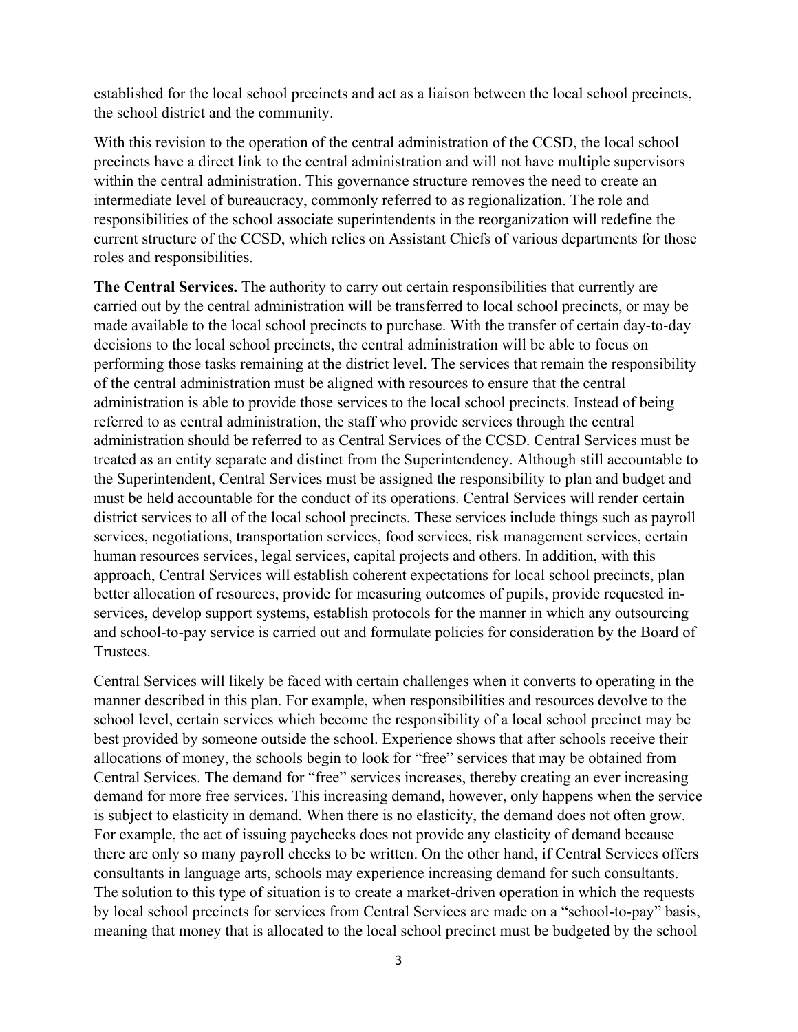established for the local school precincts and act as a liaison between the local school precincts, the school district and the community.

With this revision to the operation of the central administration of the CCSD, the local school precincts have a direct link to the central administration and will not have multiple supervisors within the central administration. This governance structure removes the need to create an intermediate level of bureaucracy, commonly referred to as regionalization. The role and responsibilities of the school associate superintendents in the reorganization will redefine the current structure of the CCSD, which relies on Assistant Chiefs of various departments for those roles and responsibilities.

**The Central Services.** The authority to carry out certain responsibilities that currently are carried out by the central administration will be transferred to local school precincts, or may be made available to the local school precincts to purchase. With the transfer of certain day-to-day decisions to the local school precincts, the central administration will be able to focus on performing those tasks remaining at the district level. The services that remain the responsibility of the central administration must be aligned with resources to ensure that the central administration is able to provide those services to the local school precincts. Instead of being referred to as central administration, the staff who provide services through the central administration should be referred to as Central Services of the CCSD. Central Services must be treated as an entity separate and distinct from the Superintendency. Although still accountable to the Superintendent, Central Services must be assigned the responsibility to plan and budget and must be held accountable for the conduct of its operations. Central Services will render certain district services to all of the local school precincts. These services include things such as payroll services, negotiations, transportation services, food services, risk management services, certain human resources services, legal services, capital projects and others. In addition, with this approach, Central Services will establish coherent expectations for local school precincts, plan better allocation of resources, provide for measuring outcomes of pupils, provide requested in-services, develop support systems, establish protocols for the manner in which any outsourcing and school-to-pay service is carried out and formulate policies for consideration by the Board of Trustees.

Central Services will likely be faced with certain challenges when it converts to operating in the manner described in this plan. For example, when responsibilities and resources devolve to the school level, certain services which become the responsibility of a local school precinct may be best provided by someone outside the school. Experience shows that after schools receive their allocations of money, the schools begin to look for "free" services that may be obtained from Central Services. The demand for "free" services increases, thereby creating an ever increasing demand for more free services. This increasing demand, however, only happens when the service is subject to elasticity in demand. When there is no elasticity, the demand does not often grow. For example, the act of issuing paychecks does not provide any elasticity of demand because there are only so many payroll checks to be written. On the other hand, if Central Services offers consultants in language arts, schools may experience increasing demand for such consultants. The solution to this type of situation is to create a market-driven operation in which the requests by local school precincts for services from Central Services are made on a "school-to-pay" basis, meaning that money that is allocated to the local school precinct must be budgeted by the school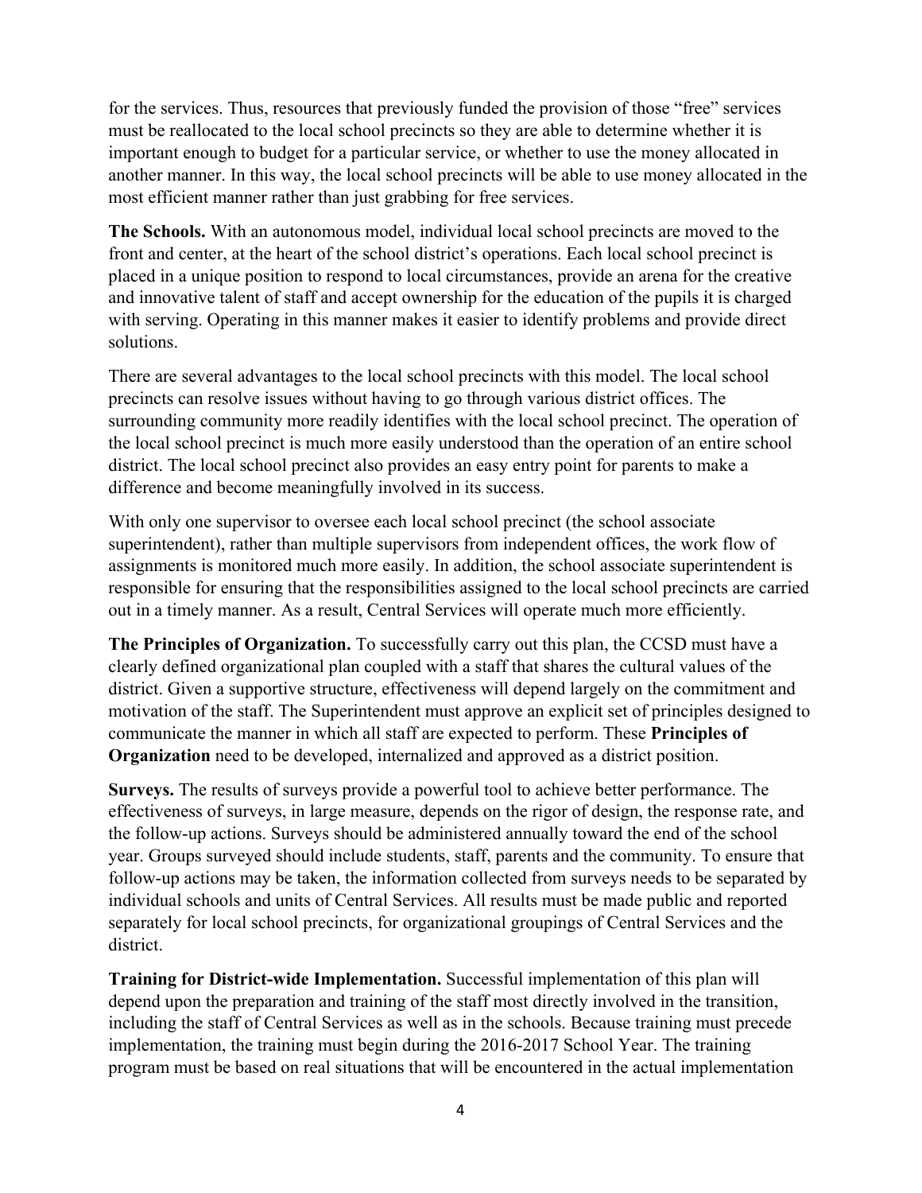for the services. Thus, resources that previously funded the provision of those "free" services must be reallocated to the local school precincts so they are able to determine whether it is important enough to budget for a particular service, or whether to use the money allocated in another manner. In this way, the local school precincts will be able to use money allocated in the most efficient manner rather than just grabbing for free services.

**The Schools.** With an autonomous model, individual local school precincts are moved to the front and center, at the heart of the school district's operations. Each local school precinct is placed in a unique position to respond to local circumstances, provide an arena for the creative and innovative talent of staff and accept ownership for the education of the pupils it is charged with serving. Operating in this manner makes it easier to identify problems and provide direct solutions.

There are several advantages to the local school precincts with this model. The local school precincts can resolve issues without having to go through various district offices. The surrounding community more readily identifies with the local school precinct. The operation of the local school precinct is much more easily understood than the operation of an entire school district. The local school precinct also provides an easy entry point for parents to make a difference and become meaningfully involved in its success.

With only one supervisor to oversee each local school precinct (the school associate superintendent), rather than multiple supervisors from independent offices, the work flow of assignments is monitored much more easily. In addition, the school associate superintendent is responsible for ensuring that the responsibilities assigned to the local school precincts are carried out in a timely manner. As a result, Central Services will operate much more efficiently.

**The Principles of Organization.** To successfully carry out this plan, the CCSD must have a clearly defined organizational plan coupled with a staff that shares the cultural values of the district. Given a supportive structure, effectiveness will depend largely on the commitment and motivation of the staff. The Superintendent must approve an explicit set of principles designed to communicate the manner in which all staff are expected to perform. These **Principles of Organization** need to be developed, internalized and approved as a district position.

**Surveys.** The results of surveys provide a powerful tool to achieve better performance. The effectiveness of surveys, in large measure, depends on the rigor of design, the response rate, and the follow-up actions. Surveys should be administered annually toward the end of the school year. Groups surveyed should include students, staff, parents and the community. To ensure that follow-up actions may be taken, the information collected from surveys needs to be separated by individual schools and units of Central Services. All results must be made public and reported separately for local school precincts, for organizational groupings of Central Services and the district.

**Training for District-wide Implementation.** Successful implementation of this plan will depend upon the preparation and training of the staff most directly involved in the transition, including the staff of Central Services as well as in the schools. Because training must precede implementation, the training must begin during the 2016-2017 School Year. The training program must be based on real situations that will be encountered in the actual implementation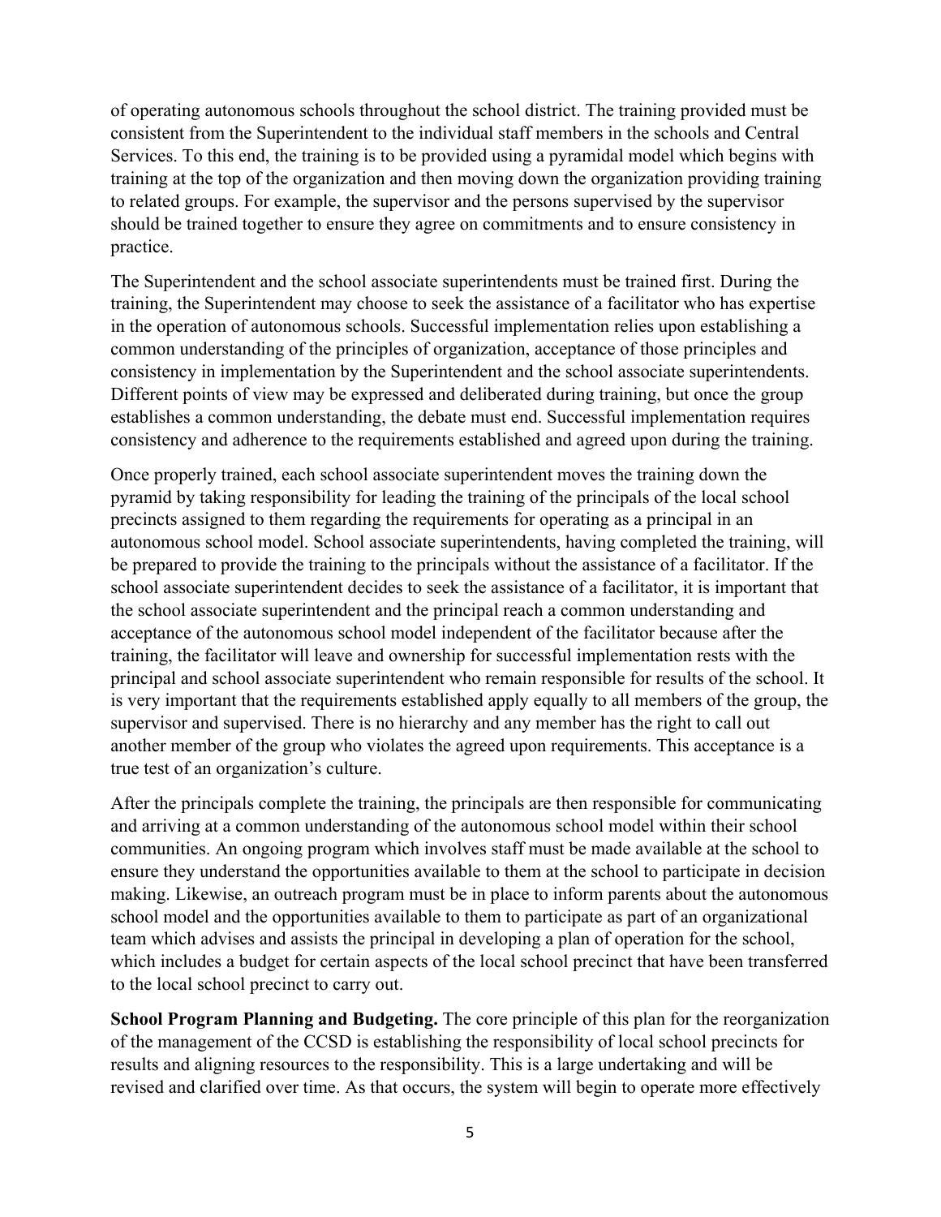of operating autonomous schools throughout the school district. The training provided must be consistent from the Superintendent to the individual staff members in the schools and Central Services. To this end, the training is to be provided using a pyramidal model which begins with training at the top of the organization and then moving down the organization providing training to related groups. For example, the supervisor and the persons supervised by the supervisor should be trained together to ensure they agree on commitments and to ensure consistency in practice.

The Superintendent and the school associate superintendents must be trained first. During the training, the Superintendent may choose to seek the assistance of a facilitator who has expertise in the operation of autonomous schools. Successful implementation relies upon establishing a common understanding of the principles of organization, acceptance of those principles and consistency in implementation by the Superintendent and the school associate superintendents. Different points of view may be expressed and deliberated during training, but once the group establishes a common understanding, the debate must end. Successful implementation requires consistency and adherence to the requirements established and agreed upon during the training.

Once properly trained, each school associate superintendent moves the training down the pyramid by taking responsibility for leading the training of the principals of the local school precincts assigned to them regarding the requirements for operating as a principal in an autonomous school model. School associate superintendents, having completed the training, will be prepared to provide the training to the principals without the assistance of a facilitator. If the school associate superintendent decides to seek the assistance of a facilitator, it is important that the school associate superintendent and the principal reach a common understanding and acceptance of the autonomous school model independent of the facilitator because after the training, the facilitator will leave and ownership for successful implementation rests with the principal and school associate superintendent who remain responsible for results of the school. It is very important that the requirements established apply equally to all members of the group, the supervisor and supervised. There is no hierarchy and any member has the right to call out another member of the group who violates the agreed upon requirements. This acceptance is a true test of an organization's culture.

After the principals complete the training, the principals are then responsible for communicating and arriving at a common understanding of the autonomous school model within their school communities. An ongoing program which involves staff must be made available at the school to ensure they understand the opportunities available to them at the school to participate in decision making. Likewise, an outreach program must be in place to inform parents about the autonomous school model and the opportunities available to them to participate as part of an organizational team which advises and assists the principal in developing a plan of operation for the school, which includes a budget for certain aspects of the local school precinct that have been transferred to the local school precinct to carry out.

**School Program Planning and Budgeting.** The core principle of this plan for the reorganization of the management of the CCSD is establishing the responsibility of local school precincts for results and aligning resources to the responsibility. This is a large undertaking and will be revised and clarified over time. As that occurs, the system will begin to operate more effectively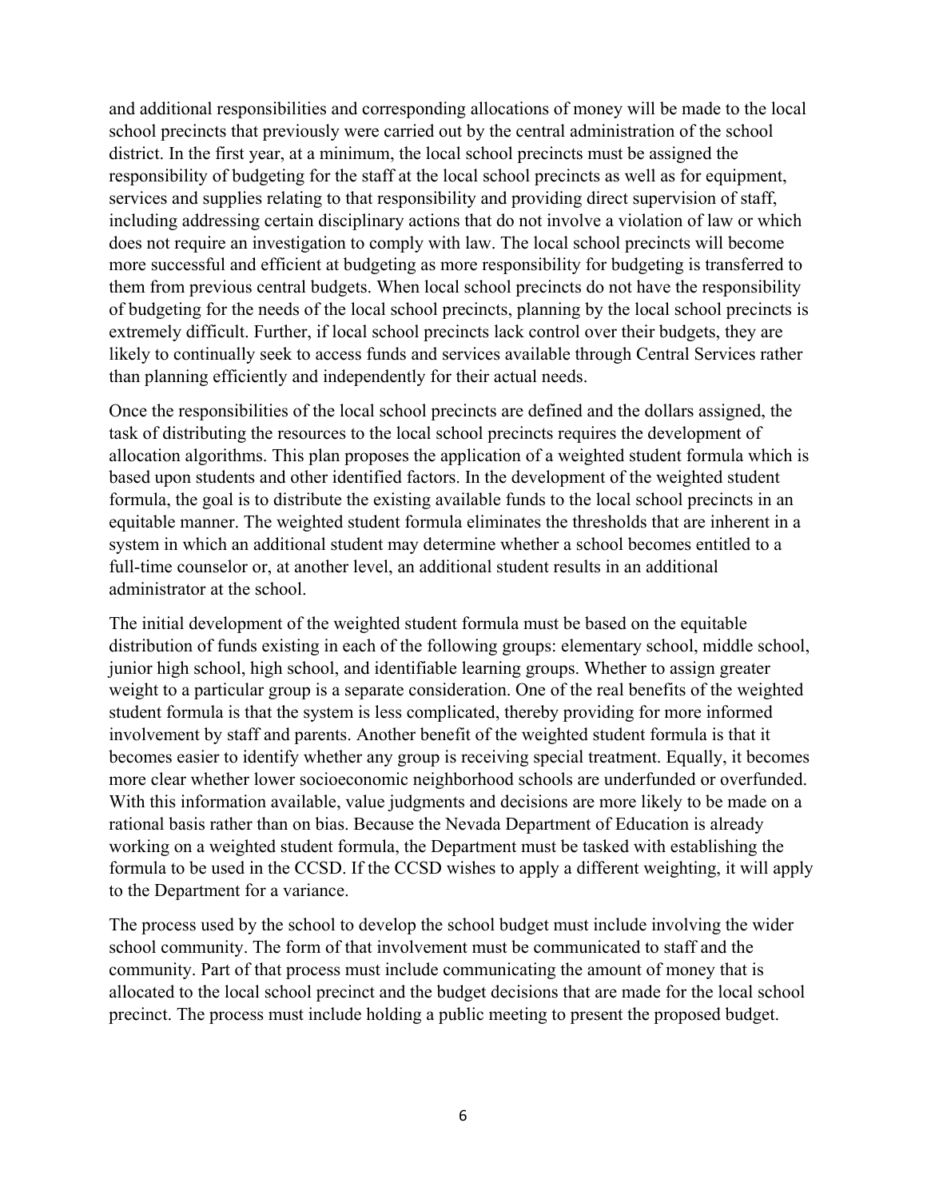and additional responsibilities and corresponding allocations of money will be made to the local school precincts that previously were carried out by the central administration of the school district. In the first year, at a minimum, the local school precincts must be assigned the responsibility of budgeting for the staff at the local school precincts as well as for equipment, services and supplies relating to that responsibility and providing direct supervision of staff, including addressing certain disciplinary actions that do not involve a violation of law or which does not require an investigation to comply with law. The local school precincts will become more successful and efficient at budgeting as more responsibility for budgeting is transferred to them from previous central budgets. When local school precincts do not have the responsibility of budgeting for the needs of the local school precincts, planning by the local school precincts is extremely difficult. Further, if local school precincts lack control over their budgets, they are likely to continually seek to access funds and services available through Central Services rather than planning efficiently and independently for their actual needs.

Once the responsibilities of the local school precincts are defined and the dollars assigned, the task of distributing the resources to the local school precincts requires the development of allocation algorithms. This plan proposes the application of a weighted student formula which is based upon students and other identified factors. In the development of the weighted student formula, the goal is to distribute the existing available funds to the local school precincts in an equitable manner. The weighted student formula eliminates the thresholds that are inherent in a system in which an additional student may determine whether a school becomes entitled to a full-time counselor or, at another level, an additional student results in an additional administrator at the school.

The initial development of the weighted student formula must be based on the equitable distribution of funds existing in each of the following groups: elementary school, middle school, junior high school, high school, and identifiable learning groups. Whether to assign greater weight to a particular group is a separate consideration. One of the real benefits of the weighted student formula is that the system is less complicated, thereby providing for more informed involvement by staff and parents. Another benefit of the weighted student formula is that it becomes easier to identify whether any group is receiving special treatment. Equally, it becomes more clear whether lower socioeconomic neighborhood schools are underfunded or overfunded. With this information available, value judgments and decisions are more likely to be made on a rational basis rather than on bias. Because the Nevada Department of Education is already working on a weighted student formula, the Department must be tasked with establishing the formula to be used in the CCSD. If the CCSD wishes to apply a different weighting, it will apply to the Department for a variance.

The process used by the school to develop the school budget must include involving the wider school community. The form of that involvement must be communicated to staff and the community. Part of that process must include communicating the amount of money that is allocated to the local school precinct and the budget decisions that are made for the local school precinct. The process must include holding a public meeting to present the proposed budget.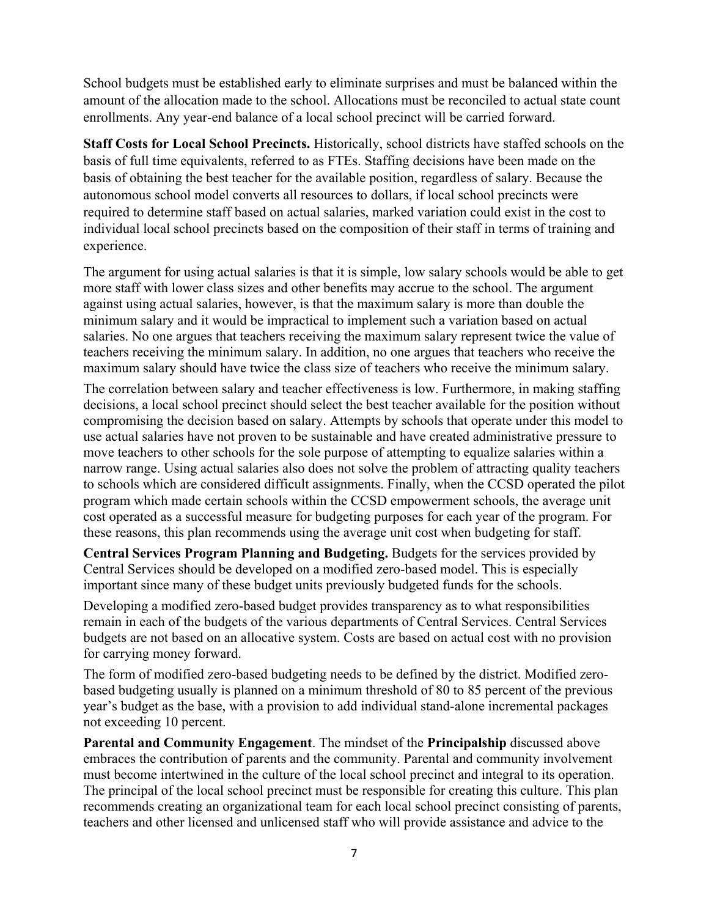School budgets must be established early to eliminate surprises and must be balanced within the amount of the allocation made to the school. Allocations must be reconciled to actual state count enrollments. Any year-end balance of a local school precinct will be carried forward.

**Staff Costs for Local School Precincts.** Historically, school districts have staffed schools on the basis of full time equivalents, referred to as FTEs. Staffing decisions have been made on the basis of obtaining the best teacher for the available position, regardless of salary. Because the autonomous school model converts all resources to dollars, if local school precincts were required to determine staff based on actual salaries, marked variation could exist in the cost to individual local school precincts based on the composition of their staff in terms of training and experience.

The argument for using actual salaries is that it is simple, low salary schools would be able to get more staff with lower class sizes and other benefits may accrue to the school. The argument against using actual salaries, however, is that the maximum salary is more than double the minimum salary and it would be impractical to implement such a variation based on actual salaries. No one argues that teachers receiving the maximum salary represent twice the value of teachers receiving the minimum salary. In addition, no one argues that teachers who receive the maximum salary should have twice the class size of teachers who receive the minimum salary.

The correlation between salary and teacher effectiveness is low. Furthermore, in making staffing decisions, a local school precinct should select the best teacher available for the position without compromising the decision based on salary. Attempts by schools that operate under this model to use actual salaries have not proven to be sustainable and have created administrative pressure to move teachers to other schools for the sole purpose of attempting to equalize salaries within a narrow range. Using actual salaries also does not solve the problem of attracting quality teachers to schools which are considered difficult assignments. Finally, when the CCSD operated the pilot program which made certain schools within the CCSD empowerment schools, the average unit cost operated as a successful measure for budgeting purposes for each year of the program. For these reasons, this plan recommends using the average unit cost when budgeting for staff.

**Central Services Program Planning and Budgeting.** Budgets for the services provided by Central Services should be developed on a modified zero-based model. This is especially important since many of these budget units previously budgeted funds for the schools.

Developing a modified zero-based budget provides transparency as to what responsibilities remain in each of the budgets of the various departments of Central Services. Central Services budgets are not based on an allocative system. Costs are based on actual cost with no provision for carrying money forward.

The form of modified zero-based budgeting needs to be defined by the district. Modified zero-based budgeting usually is planned on a minimum threshold of 80 to 85 percent of the previous year's budget as the base, with a provision to add individual stand-alone incremental packages not exceeding 10 percent.

**Parental and Community Engagement**. The mindset of the **Principalship** discussed above embraces the contribution of parents and the community. Parental and community involvement must become intertwined in the culture of the local school precinct and integral to its operation. The principal of the local school precinct must be responsible for creating this culture. This plan recommends creating an organizational team for each local school precinct consisting of parents, teachers and other licensed and unlicensed staff who will provide assistance and advice to the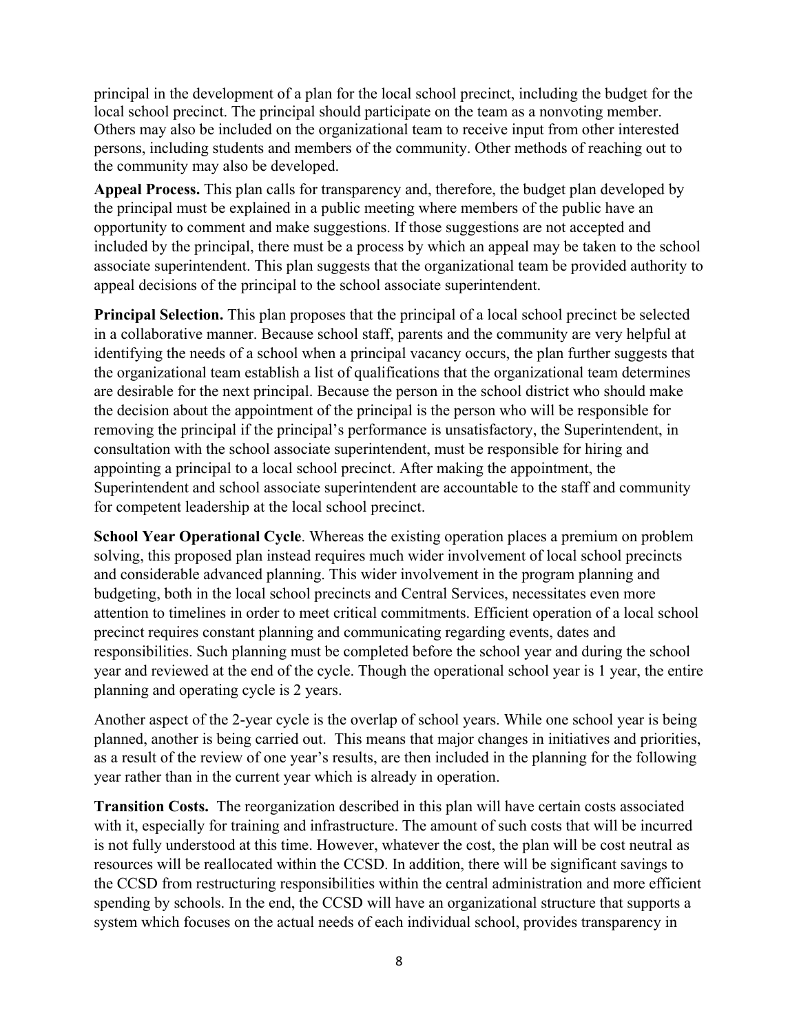principal in the development of a plan for the local school precinct, including the budget for the local school precinct. The principal should participate on the team as a nonvoting member. Others may also be included on the organizational team to receive input from other interested persons, including students and members of the community. Other methods of reaching out to the community may also be developed.

**Appeal Process.** This plan calls for transparency and, therefore, the budget plan developed by the principal must be explained in a public meeting where members of the public have an opportunity to comment and make suggestions. If those suggestions are not accepted and included by the principal, there must be a process by which an appeal may be taken to the school associate superintendent. This plan suggests that the organizational team be provided authority to appeal decisions of the principal to the school associate superintendent.

**Principal Selection.** This plan proposes that the principal of a local school precinct be selected in a collaborative manner. Because school staff, parents and the community are very helpful at identifying the needs of a school when a principal vacancy occurs, the plan further suggests that the organizational team establish a list of qualifications that the organizational team determines are desirable for the next principal. Because the person in the school district who should make the decision about the appointment of the principal is the person who will be responsible for removing the principal if the principal's performance is unsatisfactory, the Superintendent, in consultation with the school associate superintendent, must be responsible for hiring and appointing a principal to a local school precinct. After making the appointment, the Superintendent and school associate superintendent are accountable to the staff and community for competent leadership at the local school precinct.

**School Year Operational Cycle**. Whereas the existing operation places a premium on problem solving, this proposed plan instead requires much wider involvement of local school precincts and considerable advanced planning. This wider involvement in the program planning and budgeting, both in the local school precincts and Central Services, necessitates even more attention to timelines in order to meet critical commitments. Efficient operation of a local school precinct requires constant planning and communicating regarding events, dates and responsibilities. Such planning must be completed before the school year and during the school year and reviewed at the end of the cycle. Though the operational school year is 1 year, the entire planning and operating cycle is 2 years.

Another aspect of the 2-year cycle is the overlap of school years. While one school year is being planned, another is being carried out. This means that major changes in initiatives and priorities, as a result of the review of one year's results, are then included in the planning for the following year rather than in the current year which is already in operation.

**Transition Costs.** The reorganization described in this plan will have certain costs associated with it, especially for training and infrastructure. The amount of such costs that will be incurred is not fully understood at this time. However, whatever the cost, the plan will be cost neutral as resources will be reallocated within the CCSD. In addition, there will be significant savings to the CCSD from restructuring responsibilities within the central administration and more efficient spending by schools. In the end, the CCSD will have an organizational structure that supports a system which focuses on the actual needs of each individual school, provides transparency in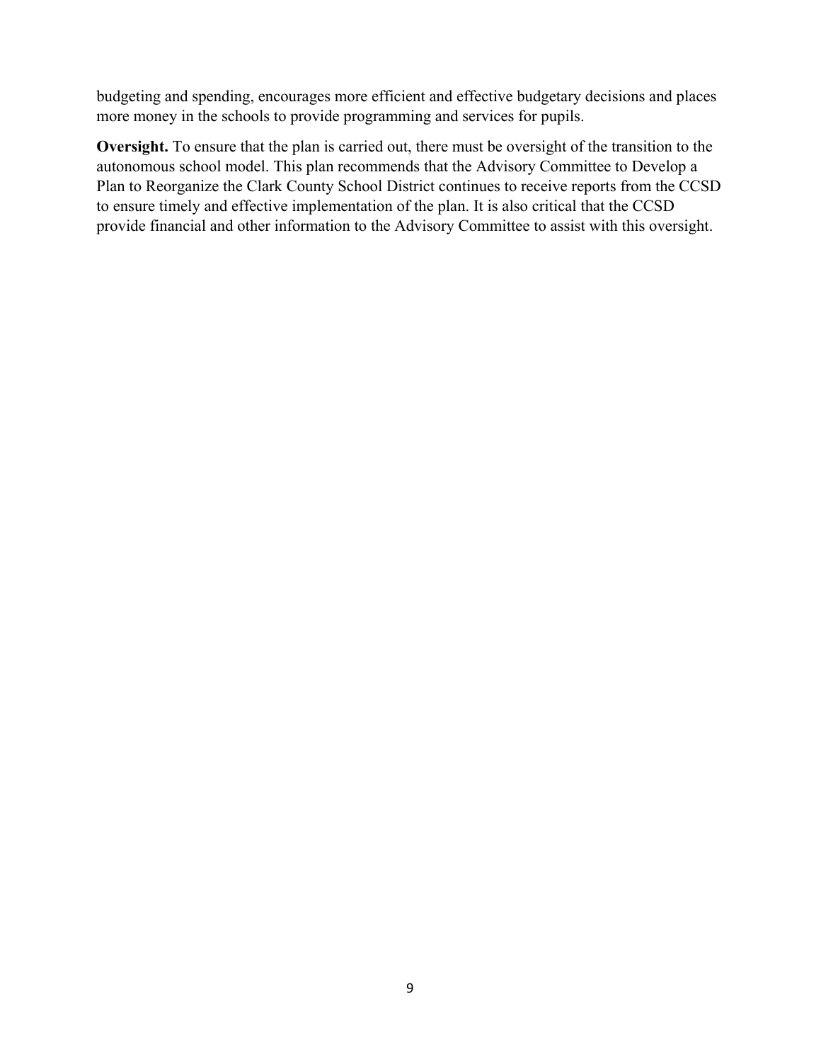budgeting and spending, encourages more efficient and effective budgetary decisions and places more money in the schools to provide programming and services for pupils.

**Oversight.** To ensure that the plan is carried out, there must be oversight of the transition to the autonomous school model. This plan recommends that the Advisory Committee to Develop a Plan to Reorganize the Clark County School District continues to receive reports from the CCSD to ensure timely and effective implementation of the plan. It is also critical that the CCSD provide financial and other information to the Advisory Committee to assist with this oversight.